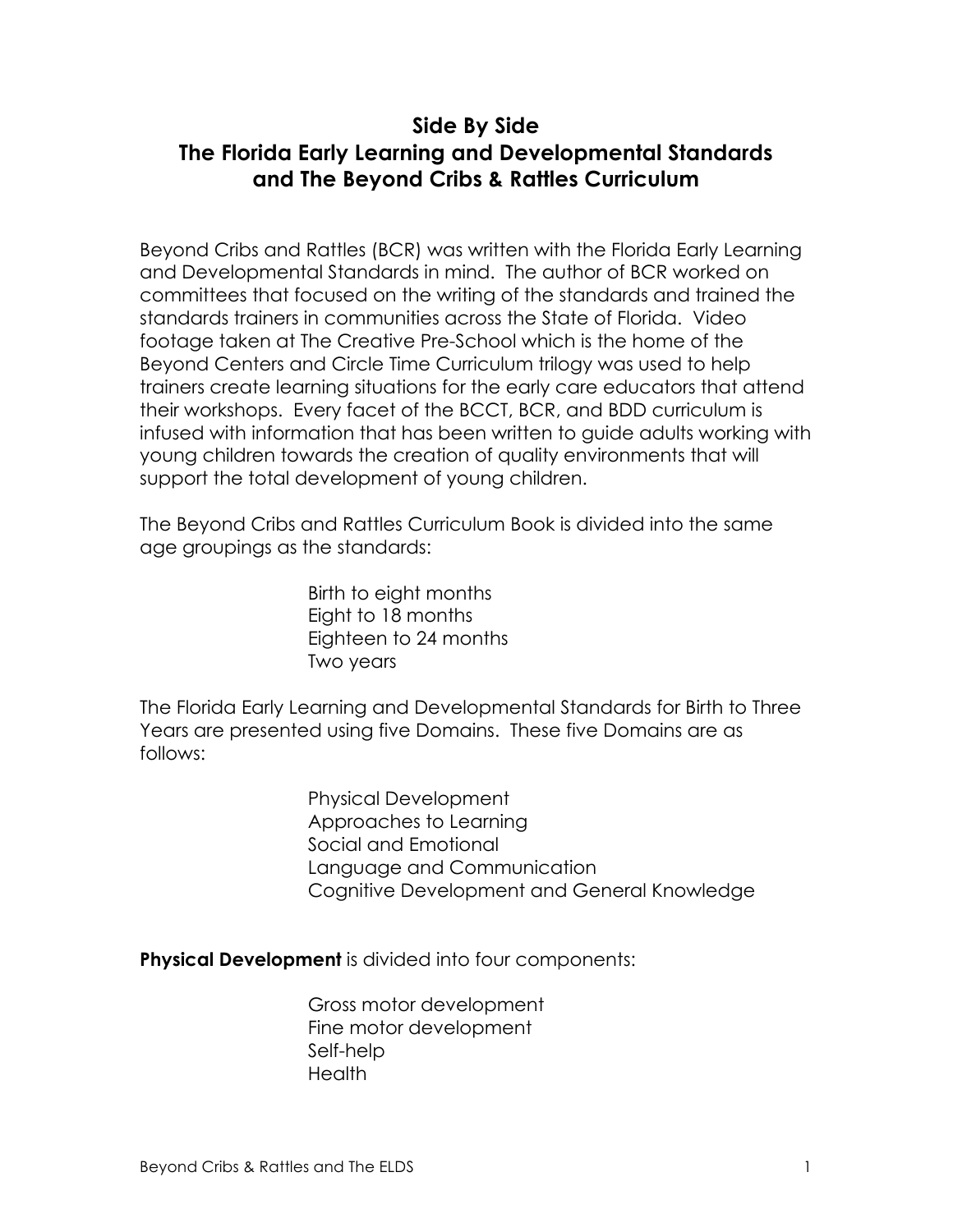# Side By Side
# The Florida Early Learning and Developmental Standards and The Beyond Cribs & Rattles Curriculum

Beyond Cribs and Rattles (BCR) was written with the Florida Early Learning and Developmental Standards in mind. The author of BCR worked on committees that focused on the writing of the standards and trained the standards trainers in communities across the State of Florida. Video footage taken at The Creative Pre-School which is the home of the Beyond Centers and Circle Time Curriculum trilogy was used to help trainers create learning situations for the early care educators that attend their workshops. Every facet of the BCCT, BCR, and BDD curriculum is infused with information that has been written to guide adults working with young children towards the creation of quality environments that will support the total development of young children.

The Beyond Cribs and Rattles Curriculum Book is divided into the same age groupings as the standards:

- Birth to eight months
- Eight to 18 months
- Eighteen to 24 months
- Two years

The Florida Early Learning and Developmental Standards for Birth to Three Years are presented using five Domains. These five Domains are as follows:

- Physical Development
- Approaches to Learning
- Social and Emotional
- Language and Communication
- Cognitive Development and General Knowledge

**Physical Development** is divided into four components:

- Gross motor development
- Fine motor development
- Self-help
- Health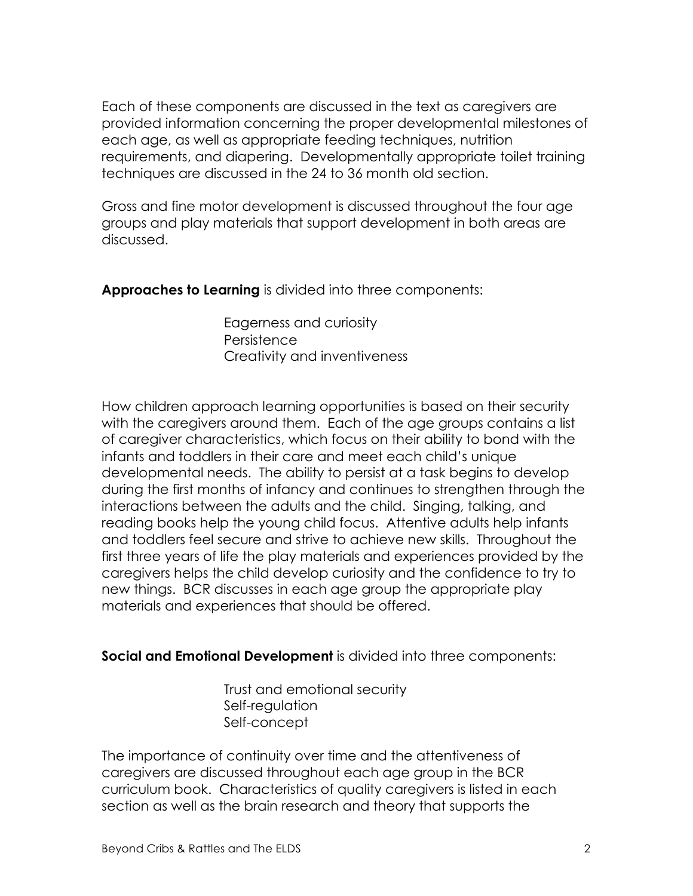Each of these components are discussed in the text as caregivers are provided information concerning the proper developmental milestones of each age, as well as appropriate feeding techniques, nutrition requirements, and diapering. Developmentally appropriate toilet training techniques are discussed in the 24 to 36 month old section.

Gross and fine motor development is discussed throughout the four age groups and play materials that support development in both areas are discussed.

**Approaches to Learning** is divided into three components:

- Eagerness and curiosity
- Persistence
- Creativity and inventiveness

How children approach learning opportunities is based on their security with the caregivers around them. Each of the age groups contains a list of caregiver characteristics, which focus on their ability to bond with the infants and toddlers in their care and meet each child's unique developmental needs. The ability to persist at a task begins to develop during the first months of infancy and continues to strengthen through the interactions between the adults and the child. Singing, talking, and reading books help the young child focus. Attentive adults help infants and toddlers feel secure and strive to achieve new skills. Throughout the first three years of life the play materials and experiences provided by the caregivers helps the child develop curiosity and the confidence to try to new things. BCR discusses in each age group the appropriate play materials and experiences that should be offered.

**Social and Emotional Development** is divided into three components:

- Trust and emotional security
- Self-regulation
- Self-concept

The importance of continuity over time and the attentiveness of caregivers are discussed throughout each age group in the BCR curriculum book. Characteristics of quality caregivers is listed in each section as well as the brain research and theory that supports the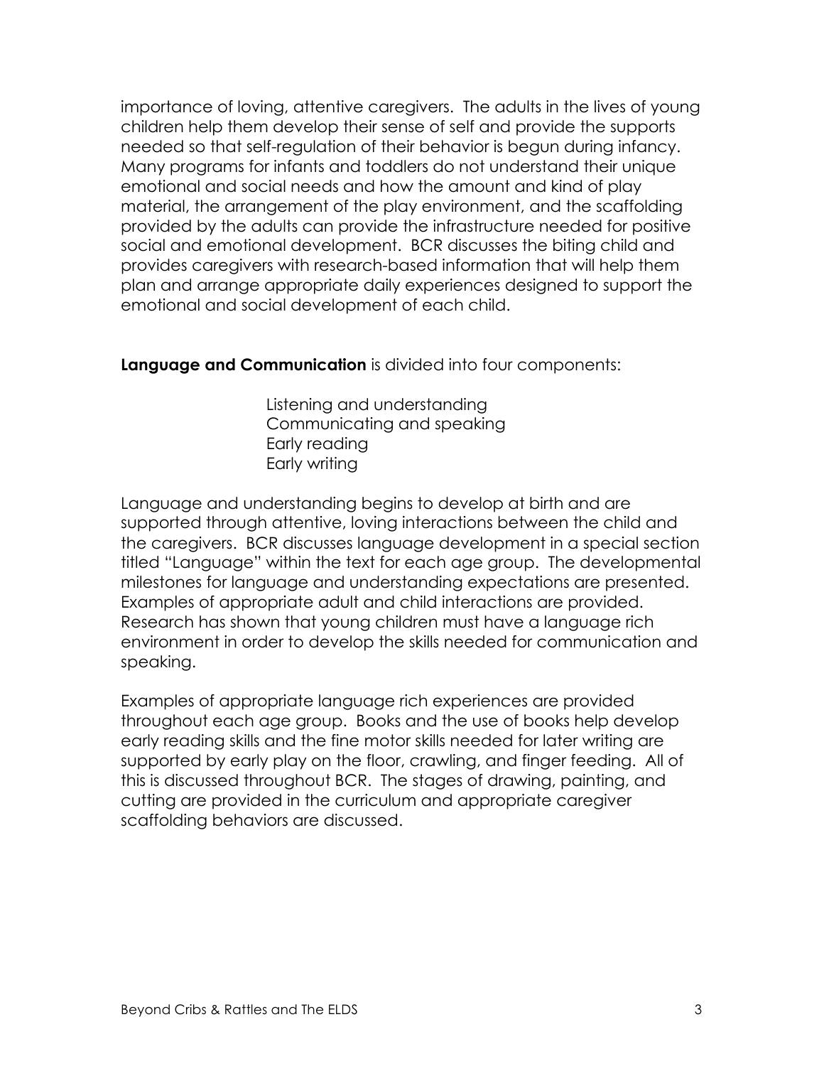importance of loving, attentive caregivers. The adults in the lives of young children help them develop their sense of self and provide the supports needed so that self-regulation of their behavior is begun during infancy. Many programs for infants and toddlers do not understand their unique emotional and social needs and how the amount and kind of play material, the arrangement of the play environment, and the scaffolding provided by the adults can provide the infrastructure needed for positive social and emotional development. BCR discusses the biting child and provides caregivers with research-based information that will help them plan and arrange appropriate daily experiences designed to support the emotional and social development of each child.

**Language and Communication** is divided into four components:

- Listening and understanding
- Communicating and speaking
- Early reading
- Early writing

Language and understanding begins to develop at birth and are supported through attentive, loving interactions between the child and the caregivers. BCR discusses language development in a special section titled "Language" within the text for each age group. The developmental milestones for language and understanding expectations are presented. Examples of appropriate adult and child interactions are provided. Research has shown that young children must have a language rich environment in order to develop the skills needed for communication and speaking.

Examples of appropriate language rich experiences are provided throughout each age group. Books and the use of books help develop early reading skills and the fine motor skills needed for later writing are supported by early play on the floor, crawling, and finger feeding. All of this is discussed throughout BCR. The stages of drawing, painting, and cutting are provided in the curriculum and appropriate caregiver scaffolding behaviors are discussed.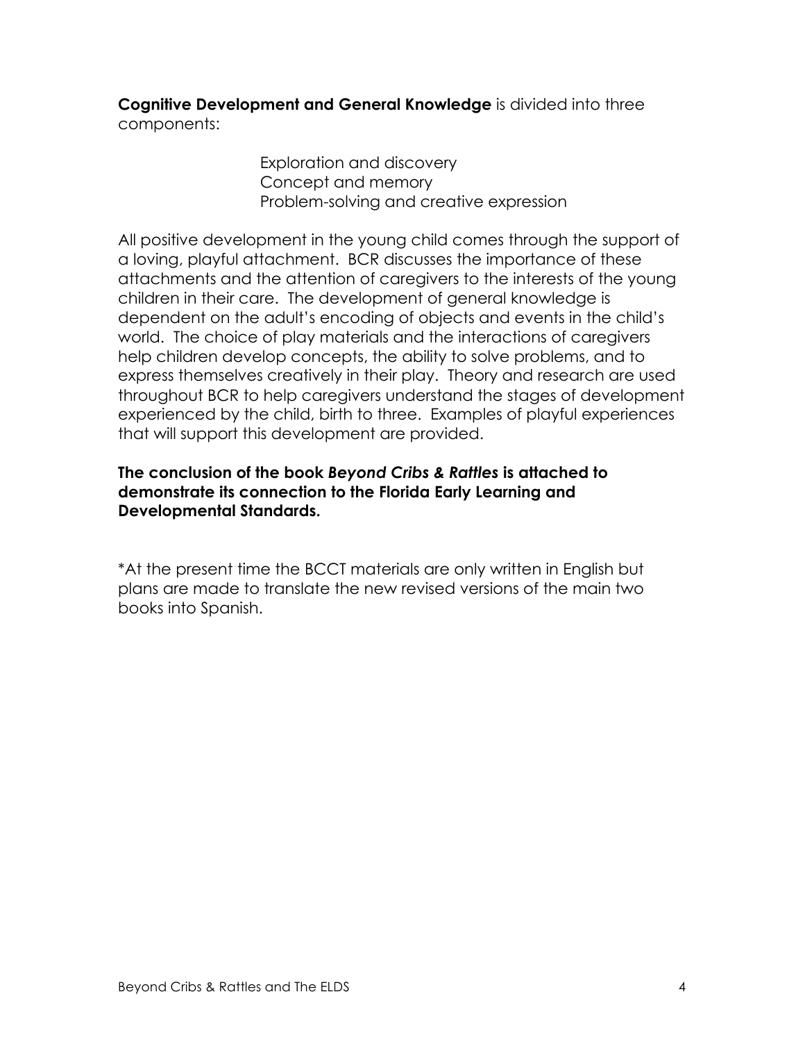**Cognitive Development and General Knowledge** is divided into three components:

Exploration and discovery
Concept and memory
Problem-solving and creative expression

All positive development in the young child comes through the support of a loving, playful attachment. BCR discusses the importance of these attachments and the attention of caregivers to the interests of the young children in their care. The development of general knowledge is dependent on the adult's encoding of objects and events in the child's world. The choice of play materials and the interactions of caregivers help children develop concepts, the ability to solve problems, and to express themselves creatively in their play. Theory and research are used throughout BCR to help caregivers understand the stages of development experienced by the child, birth to three. Examples of playful experiences that will support this development are provided.

**The conclusion of the book *Beyond Cribs & Rattles* is attached to demonstrate its connection to the Florida Early Learning and Developmental Standards.**

*At the present time the BCCT materials are only written in English but plans are made to translate the new revised versions of the main two books into Spanish.